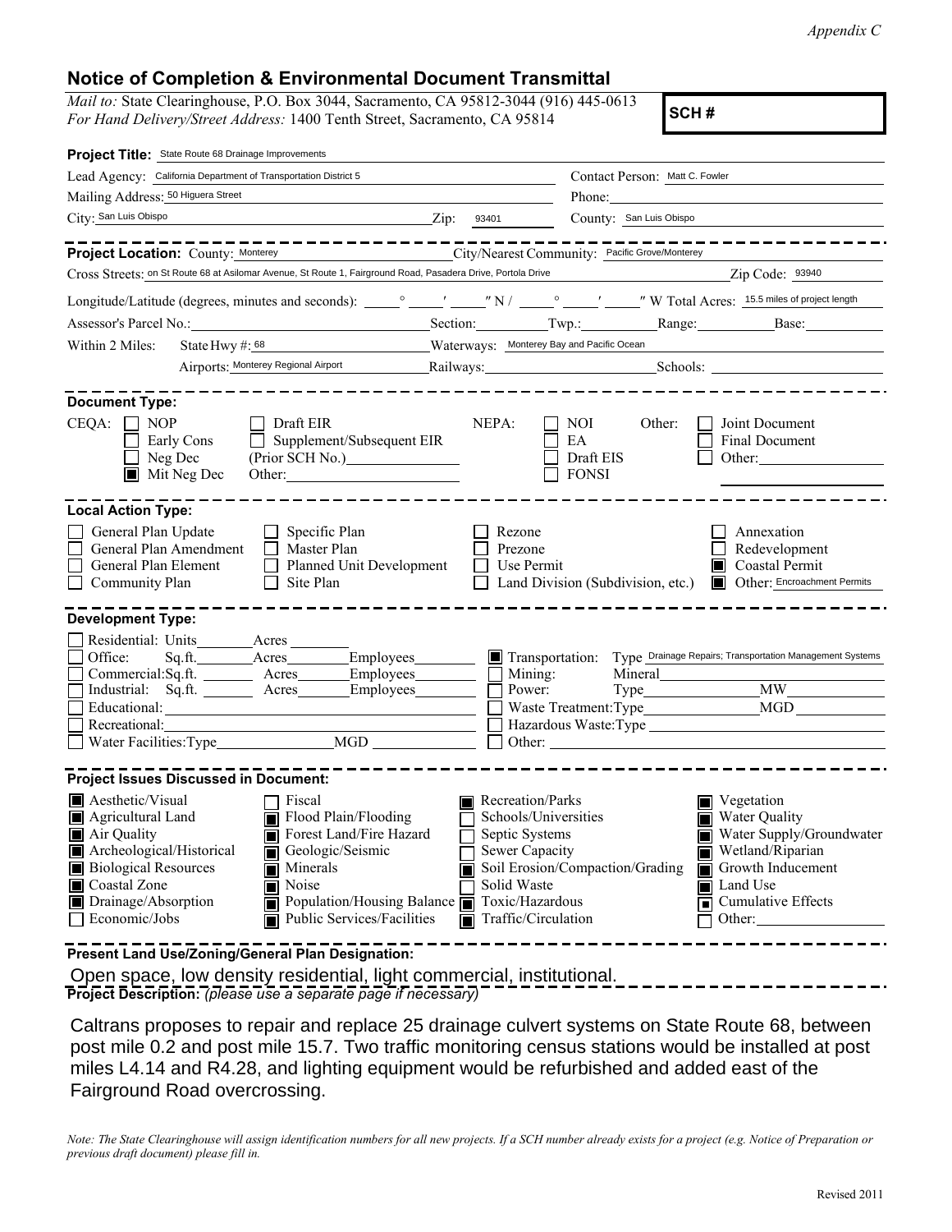*Appendix C*

## Notice of Completion & Environmental Document Transmittal

*Mail to:* State Clearinghouse, P.O. Box 3044, Sacramento, CA 95812-3044 (916) 445-0613
*For Hand Delivery/Street Address:* 1400 Tenth Street, Sacramento, CA 95814

**SCH #**

**Project Title:** State Route 68 Drainage Improvements

Lead Agency: California Department of Transportation District 5
Contact Person: Matt C. Fowler
Mailing Address: 50 Higuera Street
Phone:
City: San Luis Obispo Zip: 93401
County: San Luis Obispo

**Project Location:** County: Monterey City/Nearest Community: Pacific Grove/Monterey
Cross Streets: on St Route 68 at Asilomar Avenue, St Route 1, Fairground Road, Pasadera Drive, Portola Drive Zip Code: 93940
Longitude/Latitude (degrees, minutes and seconds): \_\_° \_\_′ \_\_″ N / \_\_° \_\_′ \_\_″ W Total Acres: 15.5 miles of project length
Assessor's Parcel No.: Section: Twp.: Range: Base:
Within 2 Miles: State Hwy #: 68 Waterways: Monterey Bay and Pacific Ocean
Airports: Monterey Regional Airport Railways: Schools:

**Document Type:**

CEQA: ☐ NOP ☐ Early Cons ☐ Neg Dec ☒ Mit Neg Dec ☐ Draft EIR ☐ Supplement/Subsequent EIR (Prior SCH No.) Other:
NEPA: ☐ NOI ☐ EA ☐ Draft EIS ☐ FONSI
Other: ☐ Joint Document ☐ Final Document ☐ Other:

**Local Action Type:**

☐ General Plan Update ☐ General Plan Amendment ☐ General Plan Element ☐ Community Plan ☐ Specific Plan ☐ Master Plan ☐ Planned Unit Development ☐ Site Plan ☐ Rezone ☐ Prezone ☐ Use Permit ☐ Land Division (Subdivision, etc.) ☐ Annexation ☐ Redevelopment ☒ Coastal Permit ☒ Other: Encroachment Permits

**Development Type:**

☐ Residential: Units \_\_ Acres \_\_
☐ Office: Sq.ft. \_\_ Acres \_\_ Employees \_\_
☐ Commercial: Sq.ft. \_\_ Acres \_\_ Employees \_\_
☐ Industrial: Sq.ft. \_\_ Acres \_\_ Employees \_\_
☐ Educational:
☐ Recreational:
☐ Water Facilities: Type \_\_ MGD \_\_
☒ Transportation: Type Drainage Repairs; Transportation Management Systems
☐ Mining: Mineral
☐ Power: Type \_\_ MW \_\_
☐ Waste Treatment: Type \_\_ MGD \_\_
☐ Hazardous Waste: Type
☐ Other:

**Project Issues Discussed in Document:**

☒ Aesthetic/Visual ☒ Agricultural Land ☒ Air Quality ☒ Archeological/Historical ☒ Biological Resources ☒ Coastal Zone ☒ Drainage/Absorption ☐ Economic/Jobs ☐ Fiscal ☒ Flood Plain/Flooding ☒ Forest Land/Fire Hazard ☒ Geologic/Seismic ☒ Minerals ☒ Noise ☒ Population/Housing Balance ☒ Public Services/Facilities ☒ Recreation/Parks ☐ Schools/Universities ☐ Septic Systems ☐ Sewer Capacity ☒ Soil Erosion/Compaction/Grading ☐ Solid Waste ☒ Toxic/Hazardous ☒ Traffic/Circulation ☒ Vegetation ☒ Water Quality ☒ Water Supply/Groundwater ☒ Wetland/Riparian ☒ Growth Inducement ☒ Land Use ☒ Cumulative Effects ☐ Other:

**Present Land Use/Zoning/General Plan Designation:**

Open space, low density residential, light commercial, institutional.

**Project Description:** *(please use a separate page if necessary)*

Caltrans proposes to repair and replace 25 drainage culvert systems on State Route 68, between post mile 0.2 and post mile 15.7. Two traffic monitoring census stations would be installed at post miles L4.14 and R4.28, and lighting equipment would be refurbished and added east of the Fairground Road overcrossing.

*Note: The State Clearinghouse will assign identification numbers for all new projects. If a SCH number already exists for a project (e.g. Notice of Preparation or previous draft document) please fill in.*

Revised 2011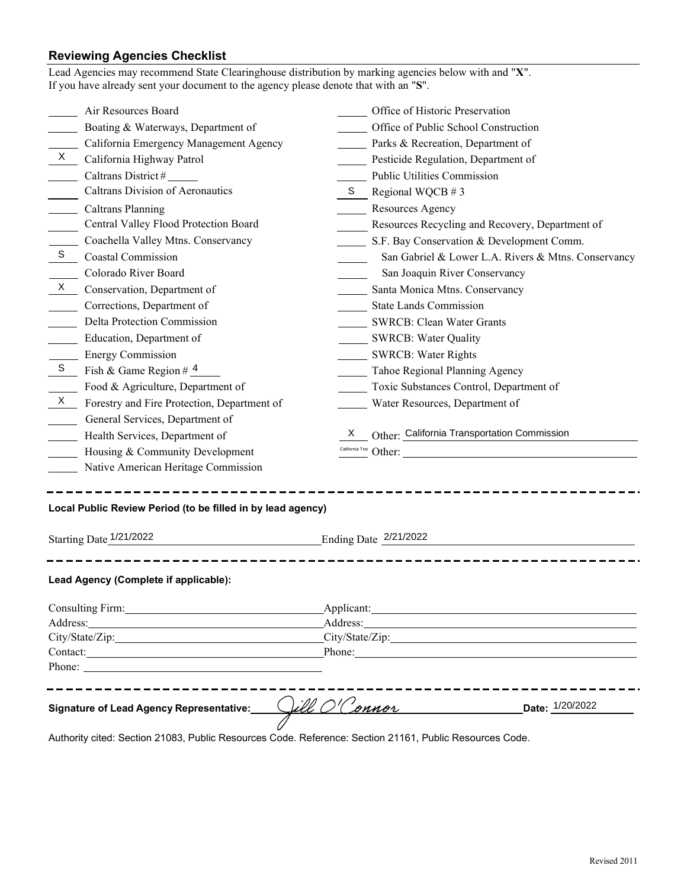## Reviewing Agencies Checklist

Lead Agencies may recommend State Clearinghouse distribution by marking agencies below with and "**X**".
If you have already sent your document to the agency please denote that with an "**S**".

| | | | |
|---|---|---|---|
| | Air Resources Board | | Office of Historic Preservation |
| | Boating & Waterways, Department of | | Office of Public School Construction |
| | California Emergency Management Agency | | Parks & Recreation, Department of |
| X | California Highway Patrol | | Pesticide Regulation, Department of |
| | Caltrans District # | | Public Utilities Commission |
| | Caltrans Division of Aeronautics | S | Regional WQCB # 3 |
| | Caltrans Planning | | Resources Agency |
| | Central Valley Flood Protection Board | | Resources Recycling and Recovery, Department of |
| | Coachella Valley Mtns. Conservancy | | S.F. Bay Conservation & Development Comm. |
| S | Coastal Commission | | San Gabriel & Lower L.A. Rivers & Mtns. Conservancy |
| | Colorado River Board | | San Joaquin River Conservancy |
| X | Conservation, Department of | | Santa Monica Mtns. Conservancy |
| | Corrections, Department of | | State Lands Commission |
| | Delta Protection Commission | | SWRCB: Clean Water Grants |
| | Education, Department of | | SWRCB: Water Quality |
| | Energy Commission | | SWRCB: Water Rights |
| S | Fish & Game Region # 4 | | Tahoe Regional Planning Agency |
| | Food & Agriculture, Department of | | Toxic Substances Control, Department of |
| X | Forestry and Fire Protection, Department of | | Water Resources, Department of |
| | General Services, Department of | | |
| | Health Services, Department of | X | Other: California Transportation Commission |
| | Housing & Community Development | California Trar | Other: |
| | Native American Heritage Commission | | |

---

**Local Public Review Period (to be filled in by lead agency)**

Starting Date 1/21/2022 Ending Date 2/21/2022

---

**Lead Agency (Complete if applicable):**

Consulting Firm: Applicant:
Address: Address:
City/State/Zip: City/State/Zip:
Contact: Phone:
Phone:

---

**Signature of Lead Agency Representative:** Jill O'Connor **Date:** 1/20/2022

Authority cited: Section 21083, Public Resources Code. Reference: Section 21161, Public Resources Code.

Revised 2011